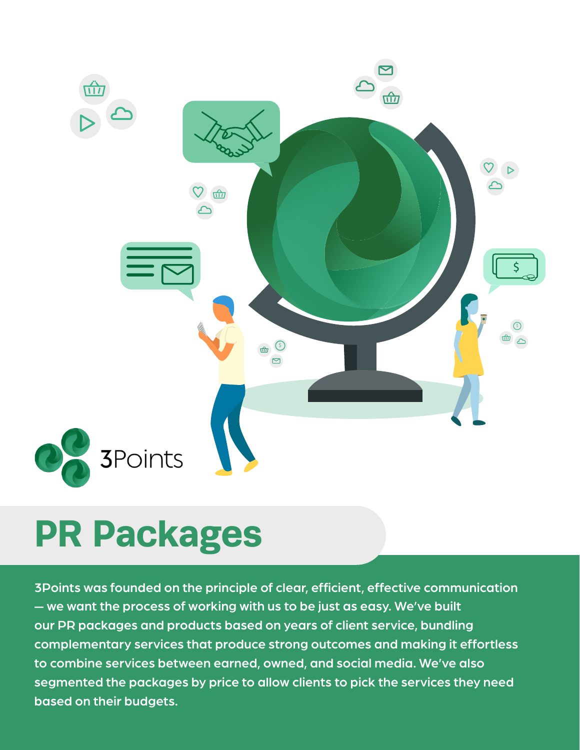3Points

# PR Packages

3Points was founded on the principle of clear, efficient, effective communication — we want the process of working with us to be just as easy. We've built our PR packages and products based on years of client service, bundling complementary services that produce strong outcomes and making it effortless to combine services between earned, owned, and social media. We've also segmented the packages by price to allow clients to pick the services they need based on their budgets.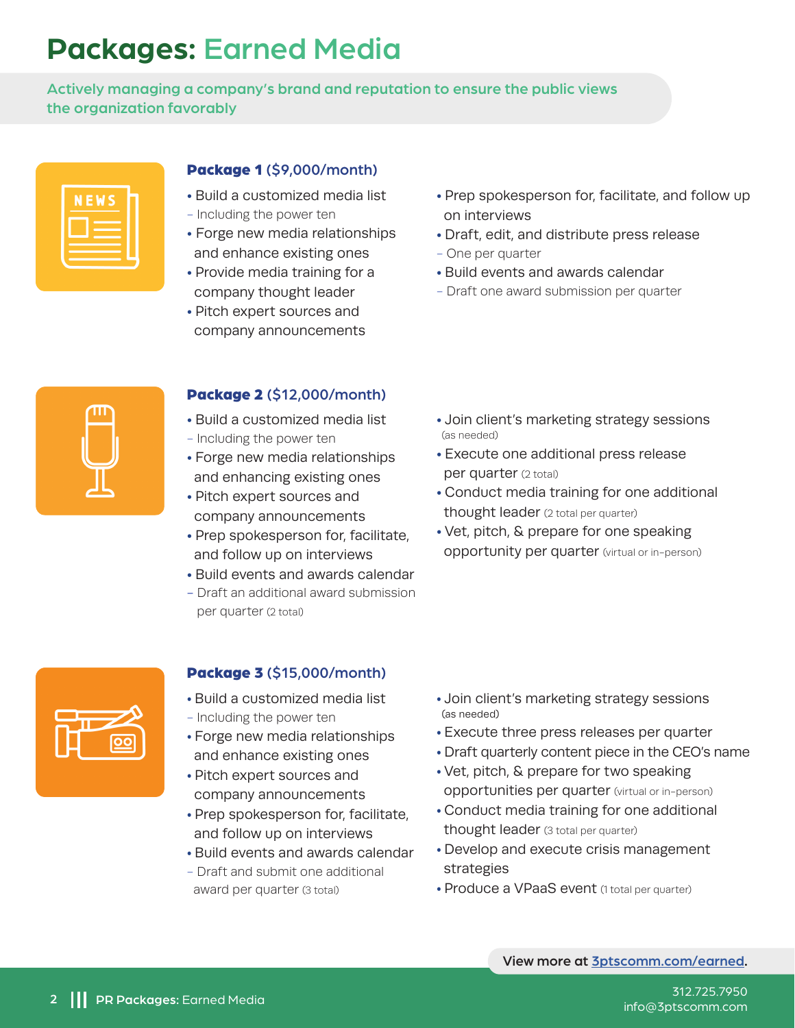# Packages: Earned Media

Actively managing a company's brand and reputation to ensure the public views the organization favorably

## Package 1 ($9,000/month)

- Build a customized media list
  - Including the power ten
- Forge new media relationships and enhance existing ones
- Provide media training for a company thought leader
- Pitch expert sources and company announcements
- Prep spokesperson for, facilitate, and follow up on interviews
- Draft, edit, and distribute press release
  - One per quarter
- Build events and awards calendar
  - Draft one award submission per quarter

## Package 2 ($12,000/month)

- Build a customized media list
  - Including the power ten
- Forge new media relationships and enhancing existing ones
- Pitch expert sources and company announcements
- Prep spokesperson for, facilitate, and follow up on interviews
- Build events and awards calendar
  - Draft an additional award submission per quarter (2 total)
- Join client's marketing strategy sessions (as needed)
- Execute one additional press release per quarter (2 total)
- Conduct media training for one additional thought leader (2 total per quarter)
- Vet, pitch, & prepare for one speaking opportunity per quarter (virtual or in-person)

## Package 3 ($15,000/month)

- Build a customized media list
  - Including the power ten
- Forge new media relationships and enhance existing ones
- Pitch expert sources and company announcements
- Prep spokesperson for, facilitate, and follow up on interviews
- Build events and awards calendar
  - Draft and submit one additional award per quarter (3 total)
- Join client's marketing strategy sessions (as needed)
- Execute three press releases per quarter
- Draft quarterly content piece in the CEO's name
- Vet, pitch, & prepare for two speaking opportunities per quarter (virtual or in-person)
- Conduct media training for one additional thought leader (3 total per quarter)
- Develop and execute crisis management strategies
- Produce a VPaaS event (1 total per quarter)

View more at [3ptscomm.com/earned](3ptscomm.com/earned).

312.725.7950
info@3ptscomm.com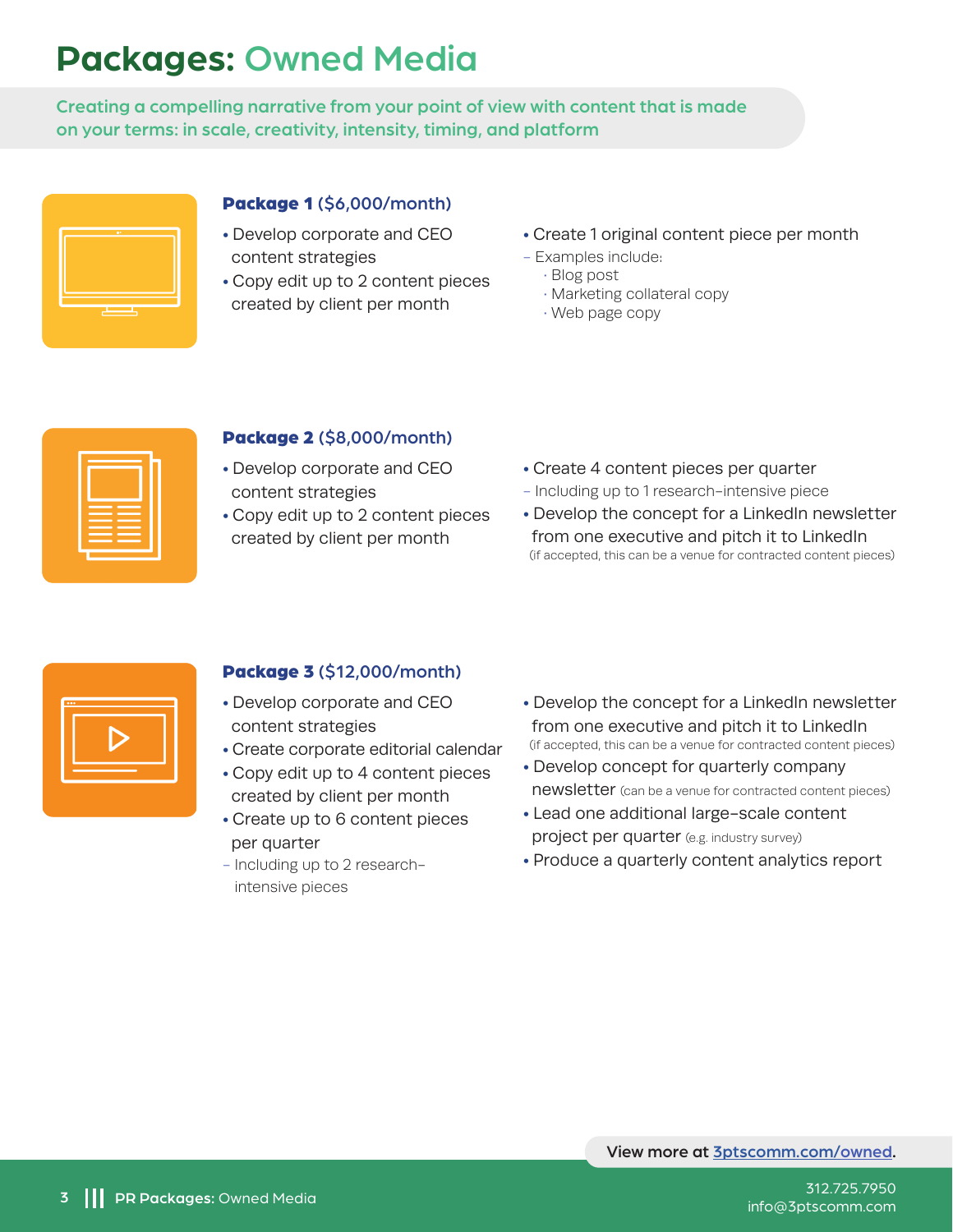# Packages: Owned Media

Creating a compelling narrative from your point of view with content that is made on your terms: in scale, creativity, intensity, timing, and platform

## Package 1 ($6,000/month)

- Develop corporate and CEO content strategies
- Copy edit up to 2 content pieces created by client per month
- Create 1 original content piece per month
  - Examples include:
    - Blog post
    - Marketing collateral copy
    - Web page copy

## Package 2 ($8,000/month)

- Develop corporate and CEO content strategies
- Copy edit up to 2 content pieces created by client per month
- Create 4 content pieces per quarter
  - Including up to 1 research-intensive piece
- Develop the concept for a LinkedIn newsletter from one executive and pitch it to LinkedIn (if accepted, this can be a venue for contracted content pieces)

## Package 3 ($12,000/month)

- Develop corporate and CEO content strategies
- Create corporate editorial calendar
- Copy edit up to 4 content pieces created by client per month
- Create up to 6 content pieces per quarter
  - Including up to 2 research-intensive pieces
- Develop the concept for a LinkedIn newsletter from one executive and pitch it to LinkedIn (if accepted, this can be a venue for contracted content pieces)
- Develop concept for quarterly company newsletter (can be a venue for contracted content pieces)
- Lead one additional large-scale content project per quarter (e.g. industry survey)
- Produce a quarterly content analytics report

View more at 3ptscomm.com/owned.

312.725.7950
info@3ptscomm.com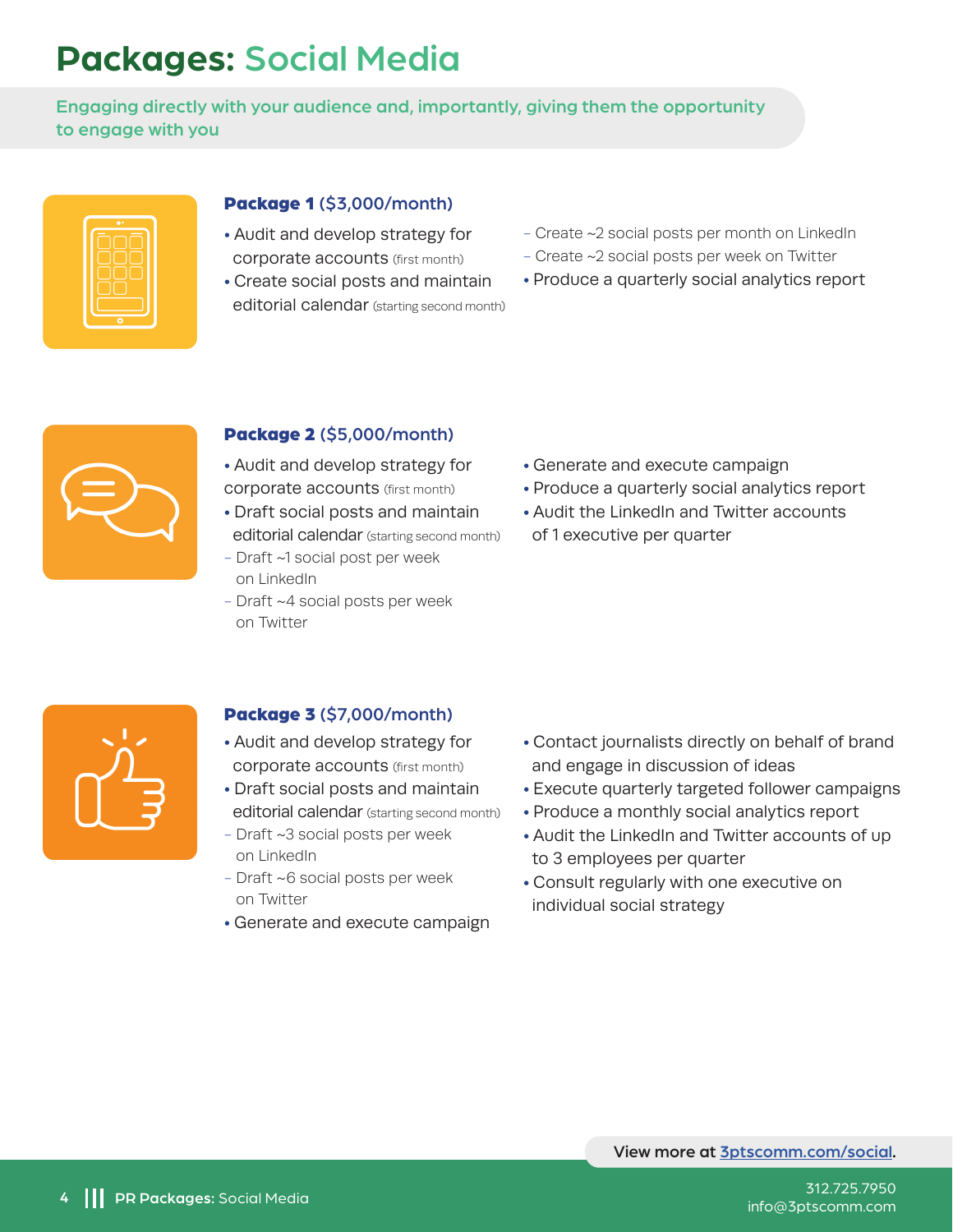# Packages: Social Media

**Engaging directly with your audience and, importantly, giving them the opportunity to engage with you**

### Package 1 ($3,000/month)

- Audit and develop strategy for corporate accounts (first month)
- Create social posts and maintain editorial calendar (starting second month)
  - Create ~2 social posts per month on LinkedIn
  - Create ~2 social posts per week on Twitter
- Produce a quarterly social analytics report

### Package 2 ($5,000/month)

- Audit and develop strategy for corporate accounts (first month)
- Draft social posts and maintain editorial calendar (starting second month)
  - Draft ~1 social post per week on LinkedIn
  - Draft ~4 social posts per week on Twitter
- Generate and execute campaign
- Produce a quarterly social analytics report
- Audit the LinkedIn and Twitter accounts of 1 executive per quarter

### Package 3 ($7,000/month)

- Audit and develop strategy for corporate accounts (first month)
- Draft social posts and maintain editorial calendar (starting second month)
  - Draft ~3 social posts per week on LinkedIn
  - Draft ~6 social posts per week on Twitter
- Generate and execute campaign
- Contact journalists directly on behalf of brand and engage in discussion of ideas
- Execute quarterly targeted follower campaigns
- Produce a monthly social analytics report
- Audit the LinkedIn and Twitter accounts of up to 3 employees per quarter
- Consult regularly with one executive on individual social strategy

View more at 3ptscomm.com/social.

312.725.7950
info@3ptscomm.com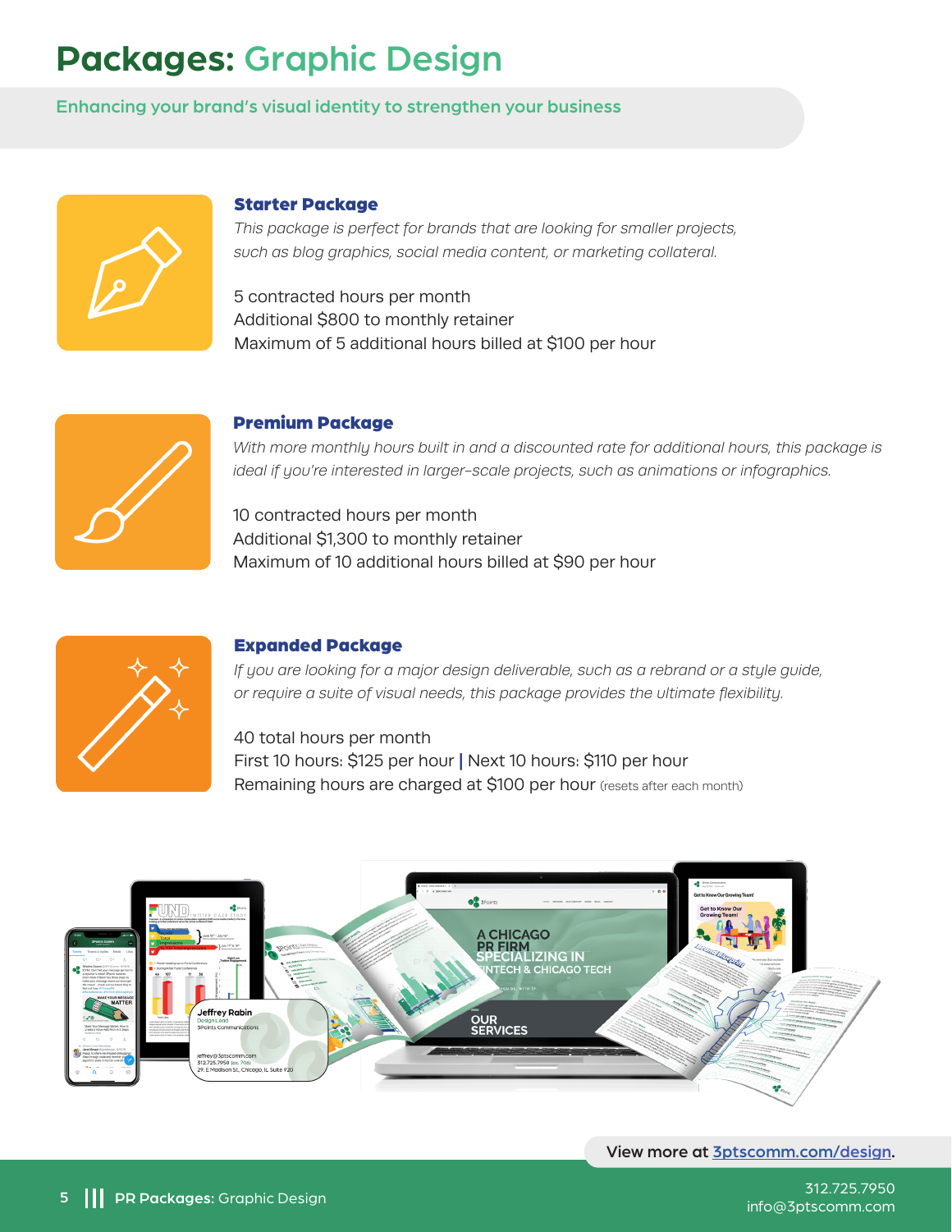# Packages: Graphic Design

**Enhancing your brand's visual identity to strengthen your business**

### Starter Package

*This package is perfect for brands that are looking for smaller projects, such as blog graphics, social media content, or marketing collateral.*

5 contracted hours per month
Additional $800 to monthly retainer
Maximum of 5 additional hours billed at $100 per hour

### Premium Package

*With more monthly hours built in and a discounted rate for additional hours, this package is ideal if you're interested in larger-scale projects, such as animations or infographics.*

10 contracted hours per month
Additional $1,300 to monthly retainer
Maximum of 10 additional hours billed at $90 per hour

### Expanded Package

*If you are looking for a major design deliverable, such as a rebrand or a style guide, or require a suite of visual needs, this package provides the ultimate flexibility.*

40 total hours per month
First 10 hours: $125 per hour | Next 10 hours: $110 per hour
Remaining hours are charged at $100 per hour (resets after each month)

View more at [3ptscomm.com/design](https://3ptscomm.com/design).

312.725.7950
info@3ptscomm.com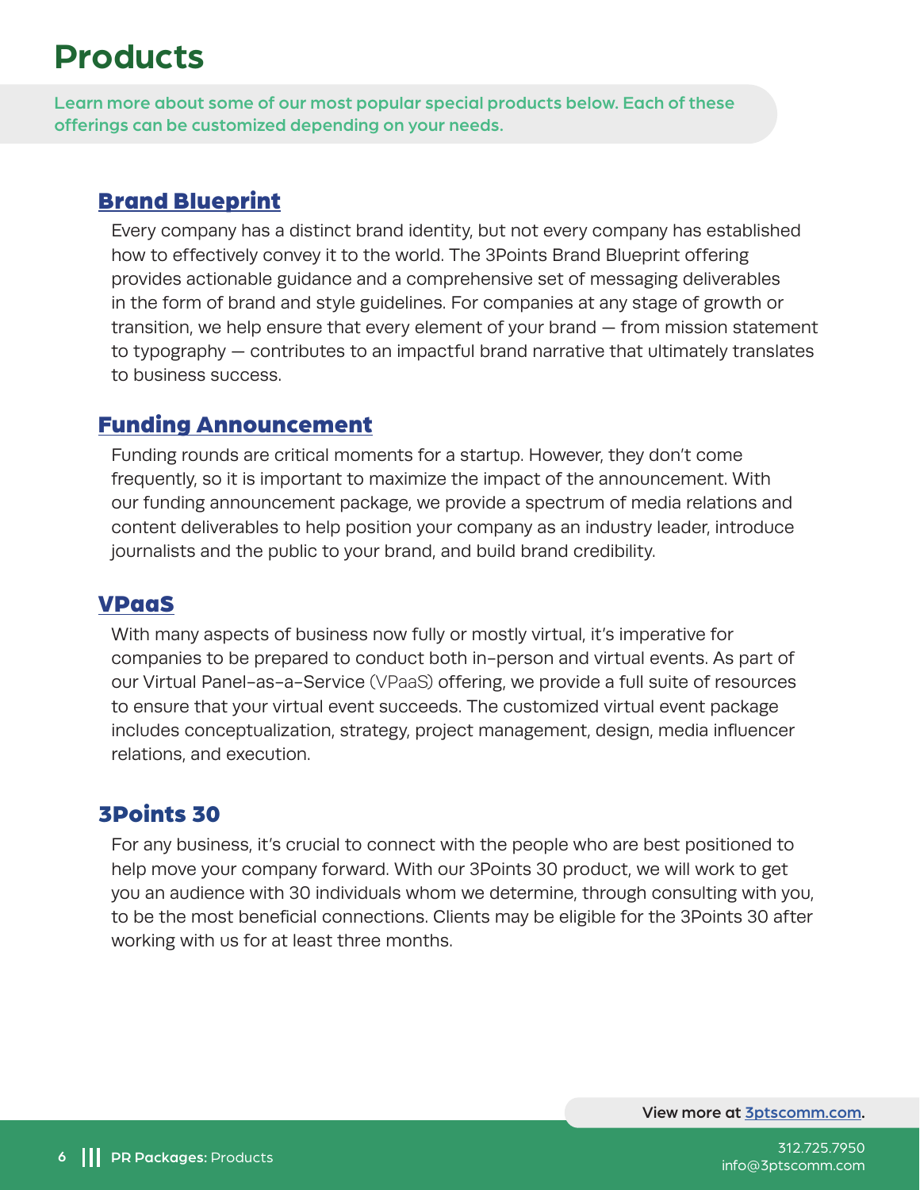# Products

**Learn more about some of our most popular special products below. Each of these offerings can be customized depending on your needs.**

## Brand Blueprint

Every company has a distinct brand identity, but not every company has established how to effectively convey it to the world. The 3Points Brand Blueprint offering provides actionable guidance and a comprehensive set of messaging deliverables in the form of brand and style guidelines. For companies at any stage of growth or transition, we help ensure that every element of your brand — from mission statement to typography — contributes to an impactful brand narrative that ultimately translates to business success.

## Funding Announcement

Funding rounds are critical moments for a startup. However, they don't come frequently, so it is important to maximize the impact of the announcement. With our funding announcement package, we provide a spectrum of media relations and content deliverables to help position your company as an industry leader, introduce journalists and the public to your brand, and build brand credibility.

## VPaaS

With many aspects of business now fully or mostly virtual, it's imperative for companies to be prepared to conduct both in-person and virtual events. As part of our Virtual Panel-as-a-Service (VPaaS) offering, we provide a full suite of resources to ensure that your virtual event succeeds. The customized virtual event package includes conceptualization, strategy, project management, design, media influencer relations, and execution.

## 3Points 30

For any business, it's crucial to connect with the people who are best positioned to help move your company forward. With our 3Points 30 product, we will work to get you an audience with 30 individuals whom we determine, through consulting with you, to be the most beneficial connections. Clients may be eligible for the 3Points 30 after working with us for at least three months.

**View more at 3ptscomm.com.**

312.725.7950
info@3ptscomm.com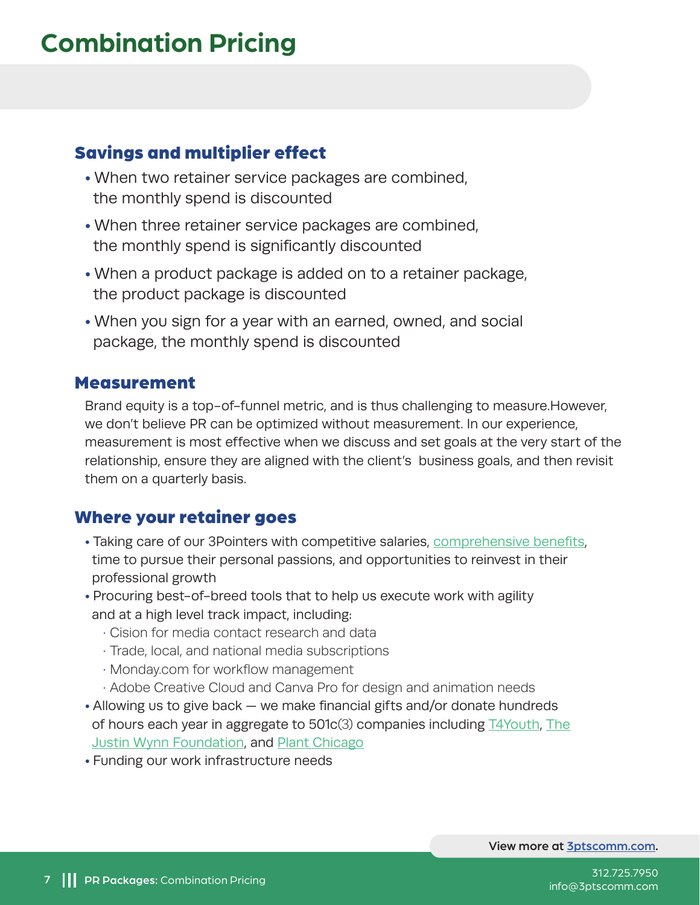# Combination Pricing

## Savings and multiplier effect

- When two retainer service packages are combined, the monthly spend is discounted
- When three retainer service packages are combined, the monthly spend is significantly discounted
- When a product package is added on to a retainer package, the product package is discounted
- When you sign for a year with an earned, owned, and social package, the monthly spend is discounted

## Measurement

Brand equity is a top-of-funnel metric, and is thus challenging to measure.However, we don't believe PR can be optimized without measurement. In our experience, measurement is most effective when we discuss and set goals at the very start of the relationship, ensure they are aligned with the client's business goals, and then revisit them on a quarterly basis.

## Where your retainer goes

- Taking care of our 3Pointers with competitive salaries, comprehensive benefits, time to pursue their personal passions, and opportunities to reinvest in their professional growth
- Procuring best-of-breed tools that to help us execute work with agility and at a high level track impact, including:
  - Cision for media contact research and data
  - Trade, local, and national media subscriptions
  - Monday.com for workflow management
  - Adobe Creative Cloud and Canva Pro for design and animation needs
- Allowing us to give back — we make financial gifts and/or donate hundreds of hours each year in aggregate to 501c(3) companies including T4Youth, The Justin Wynn Foundation, and Plant Chicago
- Funding our work infrastructure needs

**View more at 3ptscomm.com.**

312.725.7950
info@3ptscomm.com